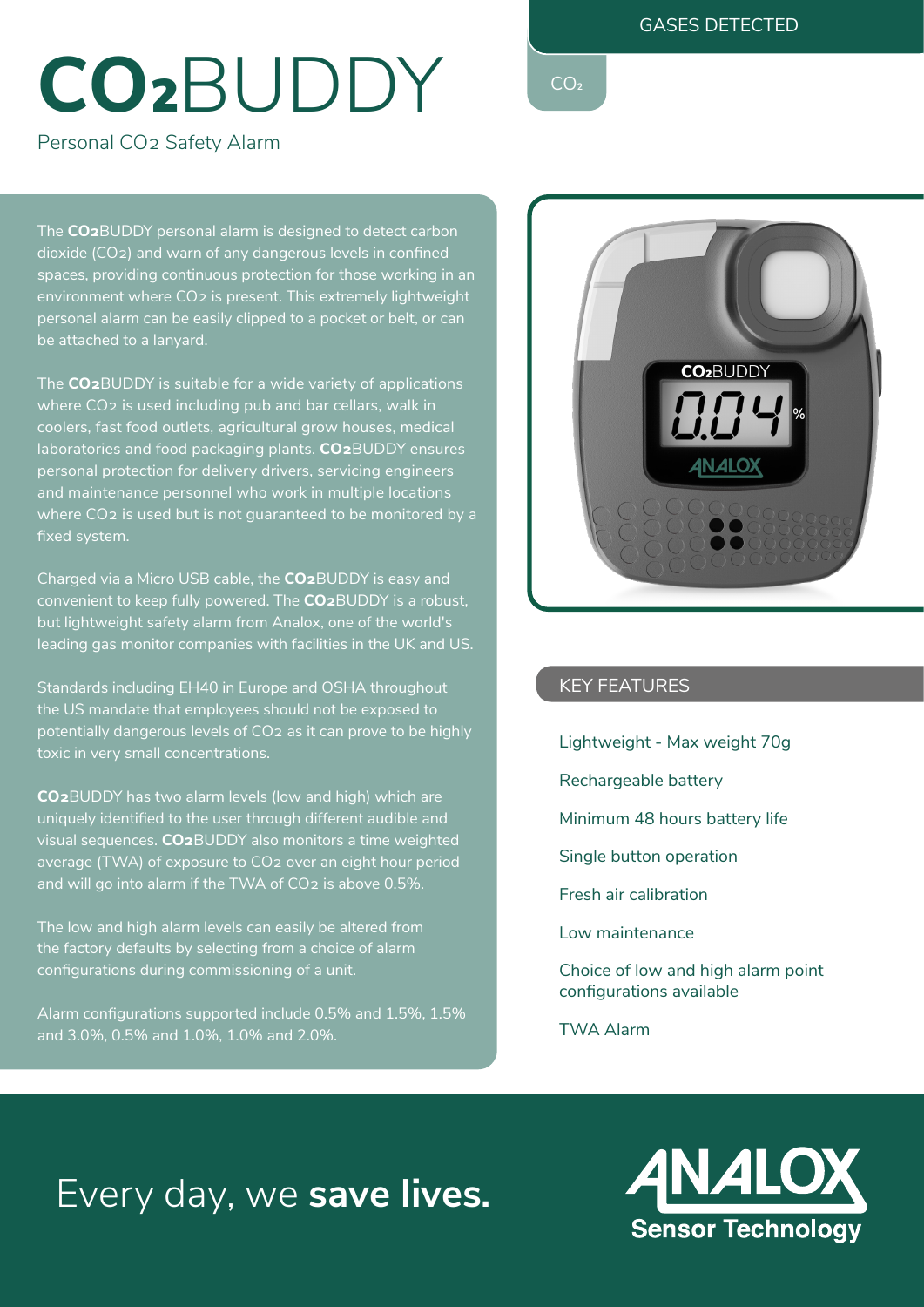# $CO_2$BUDDY

Personal $CO_2$ Safety Alarm

## GASES DETECTED

$CO_2$

The $CO_2$BUDDY personal alarm is designed to detect carbon dioxide ($CO_2$) and warn of any dangerous levels in confined spaces, providing continuous protection for those working in an environment where $CO_2$ is present. This extremely lightweight personal alarm can be easily clipped to a pocket or belt, or can be attached to a lanyard.

The $CO_2$BUDDY is suitable for a wide variety of applications where $CO_2$ is used including pub and bar cellars, walk in coolers, fast food outlets, agricultural grow houses, medical laboratories and food packaging plants. $CO_2$BUDDY ensures personal protection for delivery drivers, servicing engineers and maintenance personnel who work in multiple locations where $CO_2$ is used but is not guaranteed to be monitored by a fixed system.

Charged via a Micro USB cable, the $CO_2$BUDDY is easy and convenient to keep fully powered. The $CO_2$BUDDY is a robust, but lightweight safety alarm from Analox, one of the world's leading gas monitor companies with facilities in the UK and US.

Standards including EH40 in Europe and OSHA throughout the US mandate that employees should not be exposed to potentially dangerous levels of $CO_2$ as it can prove to be highly toxic in very small concentrations.

$CO_2$BUDDY has two alarm levels (low and high) which are uniquely identified to the user through different audible and visual sequences. $CO_2$BUDDY also monitors a time weighted average (TWA) of exposure to $CO_2$ over an eight hour period and will go into alarm if the TWA of $CO_2$ is above 0.5%.

The low and high alarm levels can easily be altered from the factory defaults by selecting from a choice of alarm configurations during commissioning of a unit.

Alarm configurations supported include 0.5% and 1.5%, 1.5% and 3.0%, 0.5% and 1.0%, 1.0% and 2.0%.

## KEY FEATURES

- Lightweight - Max weight 70g
- Rechargeable battery
- Minimum 48 hours battery life
- Single button operation
- Fresh air calibration
- Low maintenance
- Choice of low and high alarm point configurations available
- TWA Alarm

Every day, we **save lives.**

ANALOX Sensor Technology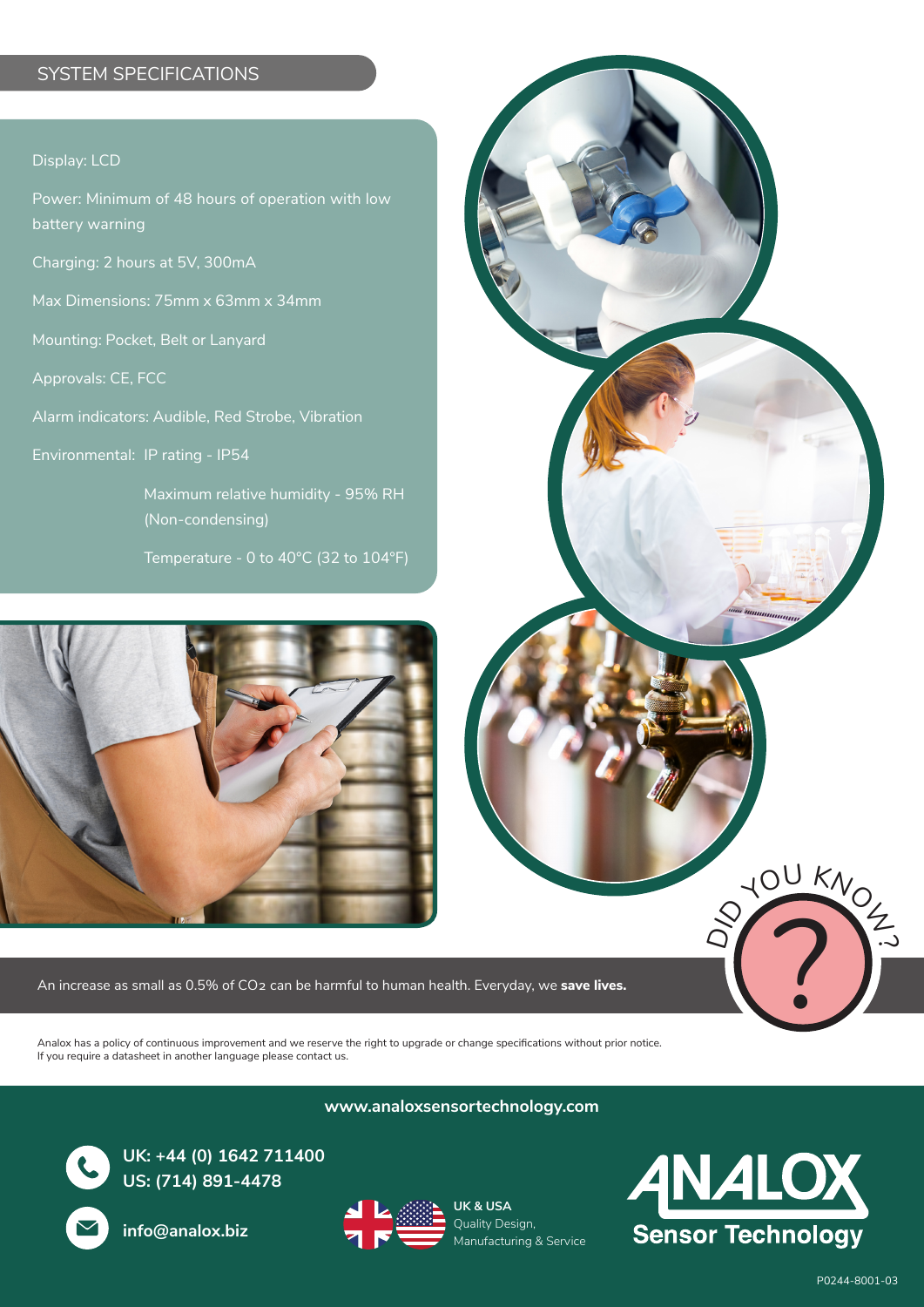## SYSTEM SPECIFICATIONS

Display: LCD

Power: Minimum of 48 hours of operation with low battery warning

Charging: 2 hours at 5V, 300mA

Max Dimensions: 75mm x 63mm x 34mm

Mounting: Pocket, Belt or Lanyard

Approvals: CE, FCC

Alarm indicators: Audible, Red Strobe, Vibration

Environmental: IP rating - IP54

Maximum relative humidity - 95% RH (Non-condensing)

Temperature - 0 to 40°C (32 to 104°F)

DID YOU KNOW?

An increase as small as 0.5% of $CO_2$ can be harmful to human health. Everyday, we **save lives.**

Analox has a policy of continuous improvement and we reserve the right to upgrade or change specifications without prior notice.
If you require a datasheet in another language please contact us.

**www.analoxsensortechnology.com**

**UK: +44 (0) 1642 711400**
**US: (714) 891-4478**

**info@analox.biz**

**UK & USA**
Quality Design, Manufacturing & Service

ANALOX Sensor Technology

P0244-8001-03